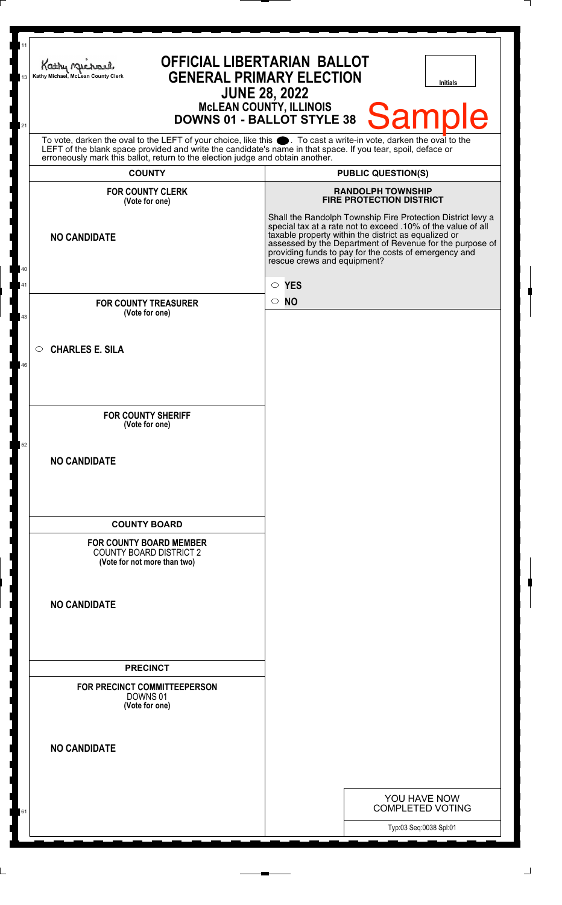Kathy Michael, McLean County Clerk

# OFFICIAL LIBERTARIAN BALLOT
## GENERAL PRIMARY ELECTION
## JUNE 28, 2022
### McLEAN COUNTY, ILLINOIS
### DOWNS 01 - BALLOT STYLE 38

Initials

Sample

To vote, darken the oval to the LEFT of your choice, like this ●. To cast a write-in vote, darken the oval to the LEFT of the blank space provided and write the candidate's name in that space. If you tear, spoil, deface or erroneously mark this ballot, return to the election judge and obtain another.

## COUNTY

**FOR COUNTY CLERK**
**(Vote for one)**

**NO CANDIDATE**

**FOR COUNTY TREASURER**
**(Vote for one)**

○ **CHARLES E. SILA**

**FOR COUNTY SHERIFF**
**(Vote for one)**

**NO CANDIDATE**

## COUNTY BOARD

**FOR COUNTY BOARD MEMBER**
COUNTY BOARD DISTRICT 2
**(Vote for not more than two)**

**NO CANDIDATE**

## PRECINCT

**FOR PRECINCT COMMITTEEPERSON**
DOWNS 01
**(Vote for one)**

**NO CANDIDATE**

## PUBLIC QUESTION(S)

**RANDOLPH TOWNSHIP**
**FIRE PROTECTION DISTRICT**

Shall the Randolph Township Fire Protection District levy a special tax at a rate not to exceed .10% of the value of all taxable property within the district as equalized or assessed by the Department of Revenue for the purpose of providing funds to pay for the costs of emergency and rescue crews and equipment?

○ **YES**

○ **NO**

YOU HAVE NOW COMPLETED VOTING

Typ:03 Seq:0038 Spl:01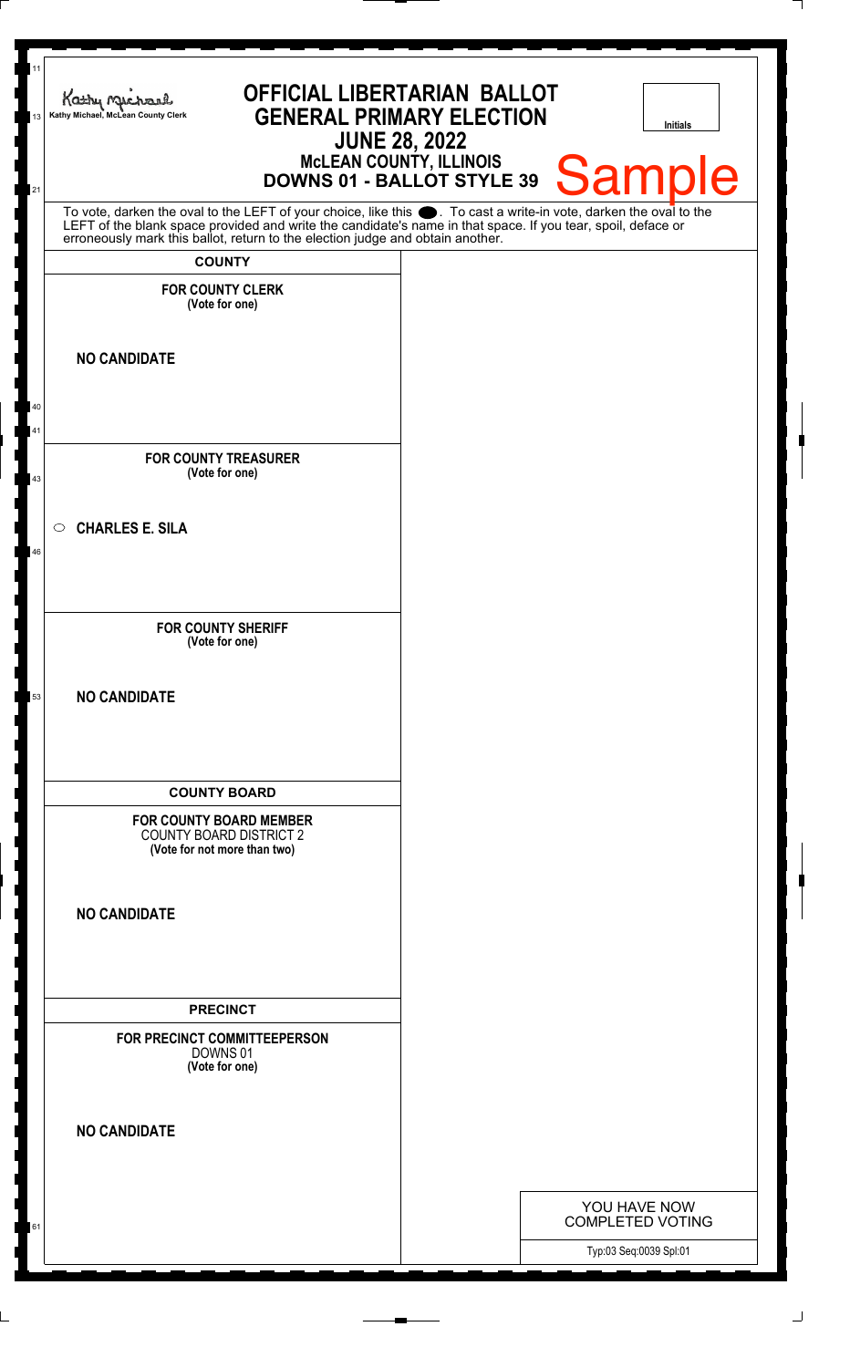Kathy Michael, McLean County Clerk

# OFFICIAL LIBERTARIAN BALLOT
## GENERAL PRIMARY ELECTION
## JUNE 28, 2022
### McLEAN COUNTY, ILLINOIS
### DOWNS 01 - BALLOT STYLE 39

Initials

Sample

To vote, darken the oval to the LEFT of your choice, like this ●. To cast a write-in vote, darken the oval to the LEFT of the blank space provided and write the candidate's name in that space. If you tear, spoil, deface or erroneously mark this ballot, return to the election judge and obtain another.

**COUNTY**

**FOR COUNTY CLERK**
**(Vote for one)**

**NO CANDIDATE**

**FOR COUNTY TREASURER**
**(Vote for one)**

○ **CHARLES E. SILA**

**FOR COUNTY SHERIFF**
**(Vote for one)**

**NO CANDIDATE**

**COUNTY BOARD**

**FOR COUNTY BOARD MEMBER**
COUNTY BOARD DISTRICT 2
**(Vote for not more than two)**

**NO CANDIDATE**

**PRECINCT**

**FOR PRECINCT COMMITTEEPERSON**
DOWNS 01
**(Vote for one)**

**NO CANDIDATE**

YOU HAVE NOW COMPLETED VOTING

Typ:03 Seq:0039 Spl:01